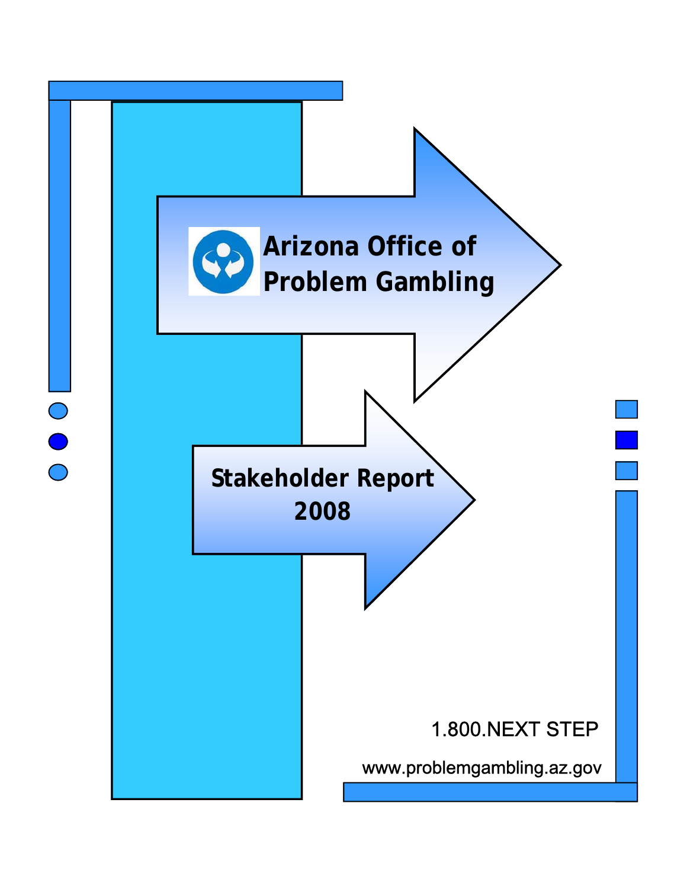# Arizona Office of Problem Gambling

## Stakeholder Report 2008

1.800.NEXT STEP

www.problemgambling.az.gov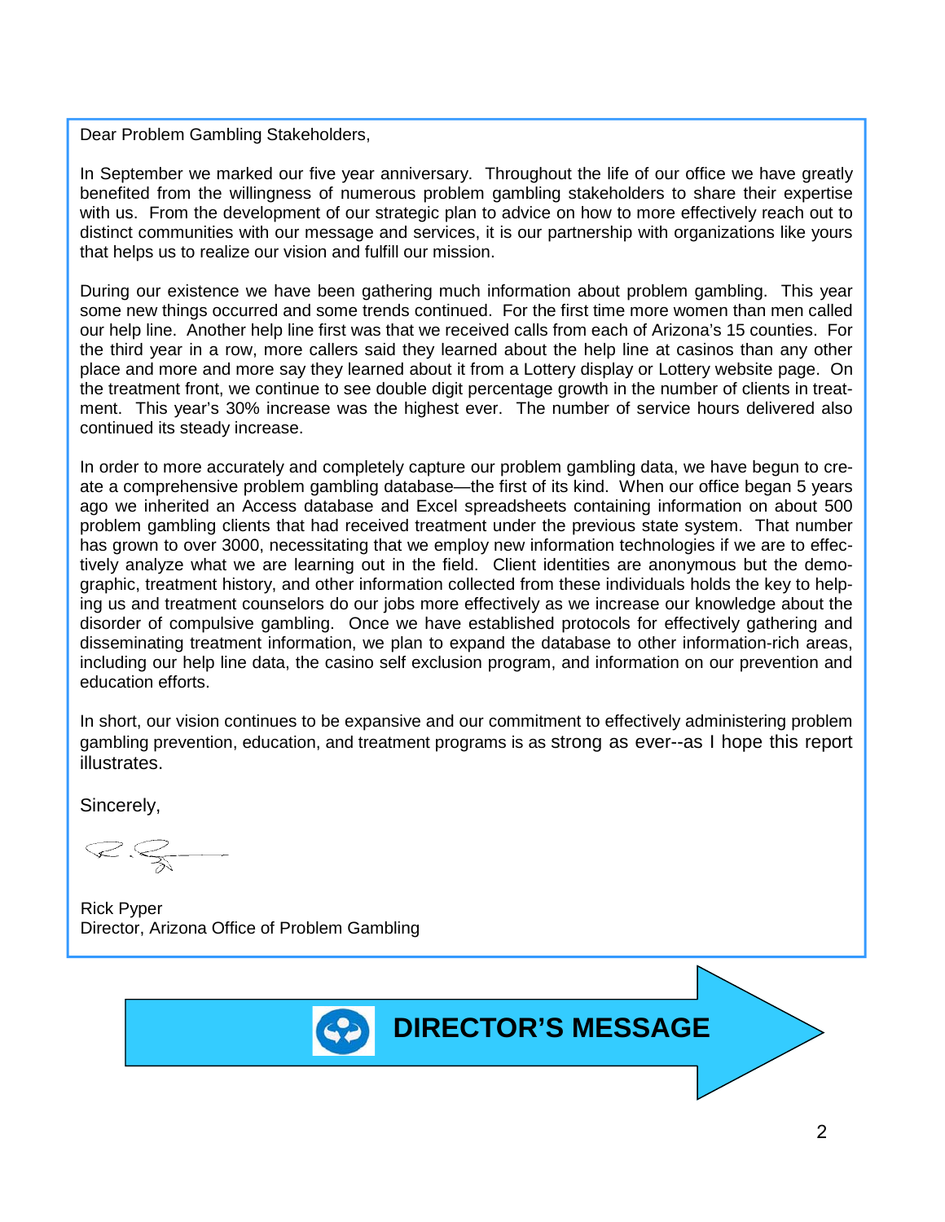# DIRECTOR'S MESSAGE

Dear Problem Gambling Stakeholders,

In September we marked our five year anniversary. Throughout the life of our office we have greatly benefited from the willingness of numerous problem gambling stakeholders to share their expertise with us. From the development of our strategic plan to advice on how to more effectively reach out to distinct communities with our message and services, it is our partnership with organizations like yours that helps us to realize our vision and fulfill our mission.

During our existence we have been gathering much information about problem gambling. This year some new things occurred and some trends continued. For the first time more women than men called our help line. Another help line first was that we received calls from each of Arizona's 15 counties. For the third year in a row, more callers said they learned about the help line at casinos than any other place and more and more say they learned about it from a Lottery display or Lottery website page. On the treatment front, we continue to see double digit percentage growth in the number of clients in treatment. This year's 30% increase was the highest ever. The number of service hours delivered also continued its steady increase.

In order to more accurately and completely capture our problem gambling data, we have begun to create a comprehensive problem gambling database—the first of its kind. When our office began 5 years ago we inherited an Access database and Excel spreadsheets containing information on about 500 problem gambling clients that had received treatment under the previous state system. That number has grown to over 3000, necessitating that we employ new information technologies if we are to effectively analyze what we are learning out in the field. Client identities are anonymous but the demographic, treatment history, and other information collected from these individuals holds the key to helping us and treatment counselors do our jobs more effectively as we increase our knowledge about the disorder of compulsive gambling. Once we have established protocols for effectively gathering and disseminating treatment information, we plan to expand the database to other information-rich areas, including our help line data, the casino self exclusion program, and information on our prevention and education efforts.

In short, our vision continues to be expansive and our commitment to effectively administering problem gambling prevention, education, and treatment programs is as strong as ever--as I hope this report illustrates.

Sincerely,

Rick Pyper
Director, Arizona Office of Problem Gambling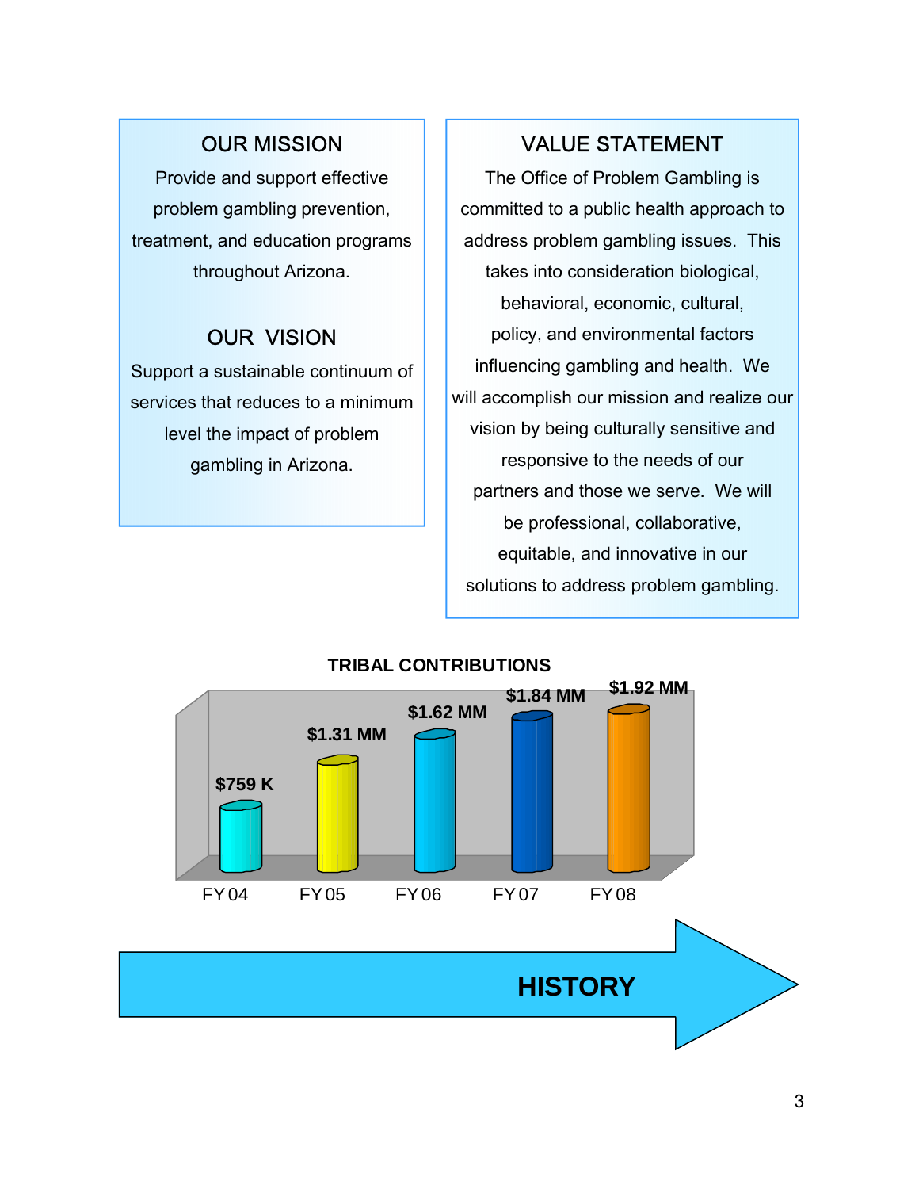## OUR MISSION

Provide and support effective problem gambling prevention, treatment, and education programs throughout Arizona.

## OUR VISION

Support a sustainable continuum of services that reduces to a minimum level the impact of problem gambling in Arizona.

## VALUE STATEMENT

The Office of Problem Gambling is committed to a public health approach to address problem gambling issues. This takes into consideration biological, behavioral, economic, cultural, policy, and environmental factors influencing gambling and health. We will accomplish our mission and realize our vision by being culturally sensitive and responsive to the needs of our partners and those we serve. We will be professional, collaborative, equitable, and innovative in our solutions to address problem gambling.

**TRIBAL CONTRIBUTIONS**

| FY 04 | FY 05 | FY 06 | FY 07 | FY 08 |
|---|---|---|---|---|
| $759 K | $1.31 MM | $1.62 MM | $1.84 MM | $1.92 MM |

**HISTORY**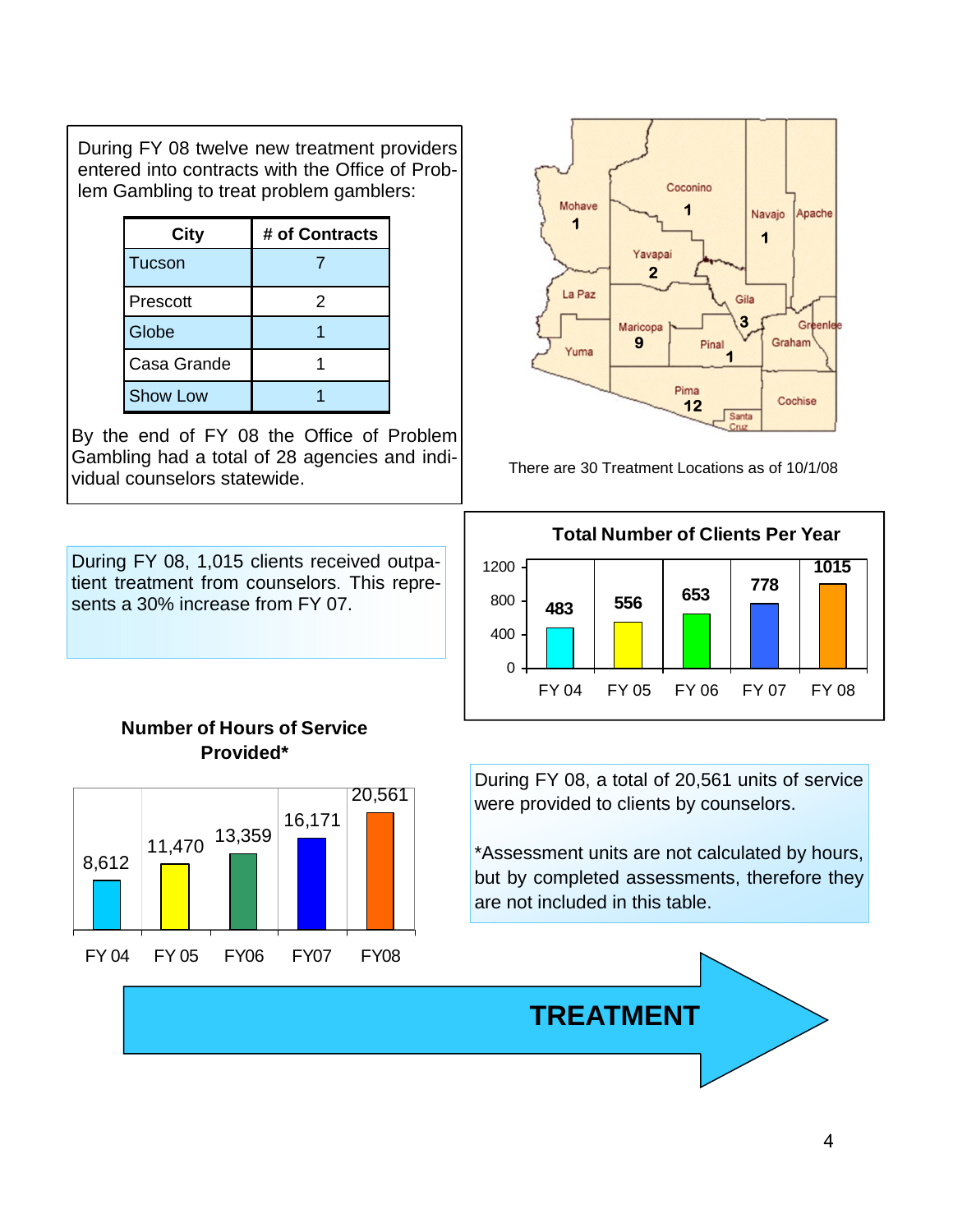During FY 08 twelve new treatment providers entered into contracts with the Office of Problem Gambling to treat problem gamblers:

| City | # of Contracts |
|---|---|
| Tucson | 7 |
| Prescott | 2 |
| Globe | 1 |
| Casa Grande | 1 |
| Show Low | 1 |

By the end of FY 08 the Office of Problem Gambling had a total of 28 agencies and individual counselors statewide.

| County | Treatment Locations |
|---|---|
| Mohave | 1 |
| Coconino | 1 |
| Navajo | 1 |
| Apache | |
| Yavapai | 2 |
| La Paz | |
| Gila | 3 |
| Greenlee | |
| Maricopa | 9 |
| Pinal | 1 |
| Graham | |
| Yuma | |
| Pima | 12 |
| Cochise | |
| Santa Cruz | |

There are 30 Treatment Locations as of 10/1/08

During FY 08, 1,015 clients received outpatient treatment from counselors. This represents a 30% increase from FY 07.

**Total Number of Clients Per Year**

| Year | Clients |
|---|---|
| FY 04 | 483 |
| FY 05 | 556 |
| FY 06 | 653 |
| FY 07 | 778 |
| FY 08 | 1015 |

**Number of Hours of Service Provided***

| Year | Hours |
|---|---|
| FY 04 | 8,612 |
| FY 05 | 11,470 |
| FY06 | 13,359 |
| FY07 | 16,171 |
| FY08 | 20,561 |

During FY 08, a total of 20,561 units of service were provided to clients by counselors.

*Assessment units are not calculated by hours, but by completed assessments, therefore they are not included in this table.

**TREATMENT**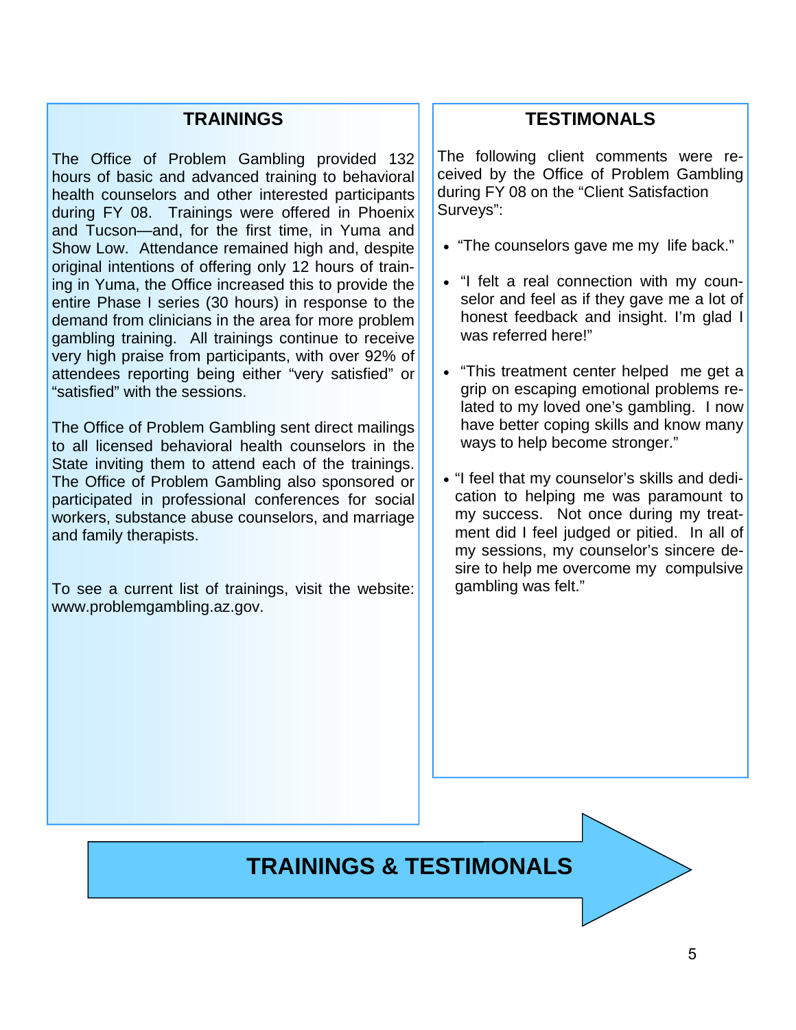# TRAININGS & TESTIMONALS

## TRAININGS

The Office of Problem Gambling provided 132 hours of basic and advanced training to behavioral health counselors and other interested participants during FY 08. Trainings were offered in Phoenix and Tucson—and, for the first time, in Yuma and Show Low. Attendance remained high and, despite original intentions of offering only 12 hours of training in Yuma, the Office increased this to provide the entire Phase I series (30 hours) in response to the demand from clinicians in the area for more problem gambling training. All trainings continue to receive very high praise from participants, with over 92% of attendees reporting being either "very satisfied" or "satisfied" with the sessions.

The Office of Problem Gambling sent direct mailings to all licensed behavioral health counselors in the State inviting them to attend each of the trainings. The Office of Problem Gambling also sponsored or participated in professional conferences for social workers, substance abuse counselors, and marriage and family therapists.

To see a current list of trainings, visit the website: www.problemgambling.az.gov.

## TESTIMONALS

The following client comments were received by the Office of Problem Gambling during FY 08 on the "Client Satisfaction Surveys":

- "The counselors gave me my life back."
- "I felt a real connection with my counselor and feel as if they gave me a lot of honest feedback and insight. I'm glad I was referred here!"
- "This treatment center helped me get a grip on escaping emotional problems related to my loved one's gambling. I now have better coping skills and know many ways to help become stronger."
- "I feel that my counselor's skills and dedication to helping me was paramount to my success. Not once during my treatment did I feel judged or pitied. In all of my sessions, my counselor's sincere desire to help me overcome my compulsive gambling was felt."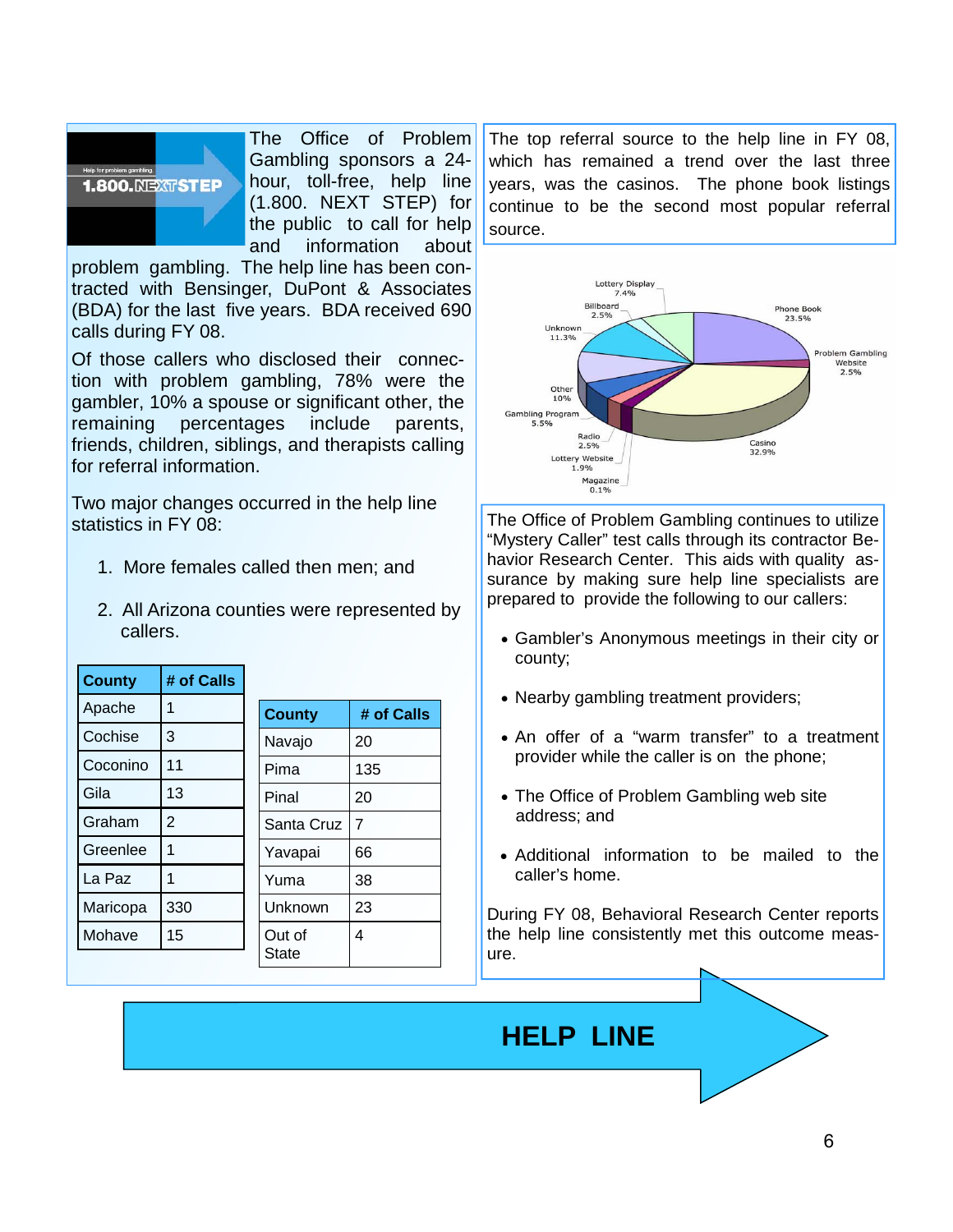1.800.NEXTSTEP — Help for problem gambling

The Office of Problem Gambling sponsors a 24-hour, toll-free, help line (1.800. NEXT STEP) for the public to call for help and information about problem gambling. The help line has been contracted with Bensinger, DuPont & Associates (BDA) for the last five years. BDA received 690 calls during FY 08.

Of those callers who disclosed their connection with problem gambling, 78% were the gambler, 10% a spouse or significant other, the remaining percentages include parents, friends, children, siblings, and therapists calling for referral information.

Two major changes occurred in the help line statistics in FY 08:

1. More females called then men; and
2. All Arizona counties were represented by callers.

| County | # of Calls |
|---|---|
| Apache | 1 |
| Cochise | 3 |
| Coconino | 11 |
| Gila | 13 |
| Graham | 2 |
| Greenlee | 1 |
| La Paz | 1 |
| Maricopa | 330 |
| Mohave | 15 |
| Navajo | 20 |
| Pima | 135 |
| Pinal | 20 |
| Santa Cruz | 7 |
| Yavapai | 66 |
| Yuma | 38 |
| Unknown | 23 |
| Out of State | 4 |

The top referral source to the help line in FY 08, which has remained a trend over the last three years, was the casinos. The phone book listings continue to be the second most popular referral source.

| Referral Source | Percent |
|---|---|
| Casino | 32.9% |
| Phone Book | 23.5% |
| Unknown | 11.3% |
| Other | 10% |
| Lottery Display | 7.4% |
| Gambling Program | 5.5% |
| Billboard | 2.5% |
| Problem Gambling Website | 2.5% |
| Radio | 2.5% |
| Lottery Website | 1.9% |
| Magazine | 0.1% |

The Office of Problem Gambling continues to utilize "Mystery Caller" test calls through its contractor Behavior Research Center. This aids with quality assurance by making sure help line specialists are prepared to provide the following to our callers:

- Gambler's Anonymous meetings in their city or county;
- Nearby gambling treatment providers;
- An offer of a "warm transfer" to a treatment provider while the caller is on the phone;
- The Office of Problem Gambling web site address; and
- Additional information to be mailed to the caller's home.

During FY 08, Behavioral Research Center reports the help line consistently met this outcome measure.

**HELP LINE**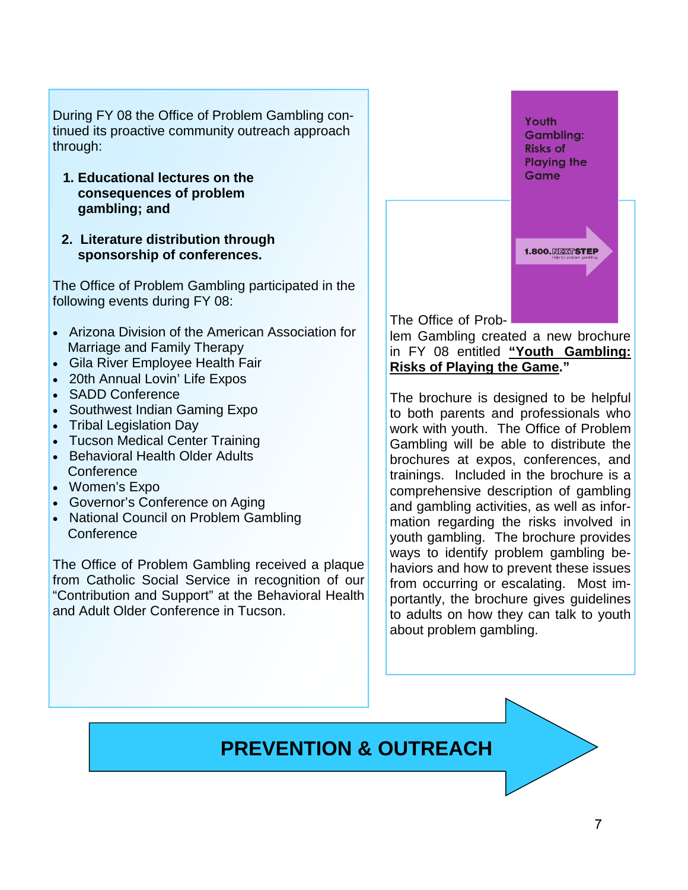# PREVENTION & OUTREACH

During FY 08 the Office of Problem Gambling continued its proactive community outreach approach through:

1. **Educational lectures on the consequences of problem gambling; and**
2. **Literature distribution through sponsorship of conferences.**

The Office of Problem Gambling participated in the following events during FY 08:

- Arizona Division of the American Association for Marriage and Family Therapy
- Gila River Employee Health Fair
- 20th Annual Lovin' Life Expos
- SADD Conference
- Southwest Indian Gaming Expo
- Tribal Legislation Day
- Tucson Medical Center Training
- Behavioral Health Older Adults Conference
- Women's Expo
- Governor's Conference on Aging
- National Council on Problem Gambling Conference

The Office of Problem Gambling received a plaque from Catholic Social Service in recognition of our "Contribution and Support" at the Behavioral Health and Adult Older Conference in Tucson.

Youth Gambling: Risks of Playing the Game

1.800.NEXTSTEP

Help for problem gambling.

The Office of Problem Gambling created a new brochure in FY 08 entitled **"Youth Gambling: Risks of Playing the Game."**

The brochure is designed to be helpful to both parents and professionals who work with youth. The Office of Problem Gambling will be able to distribute the brochures at expos, conferences, and trainings. Included in the brochure is a comprehensive description of gambling and gambling activities, as well as information regarding the risks involved in youth gambling. The brochure provides ways to identify problem gambling behaviors and how to prevent these issues from occurring or escalating. Most importantly, the brochure gives guidelines to adults on how they can talk to youth about problem gambling.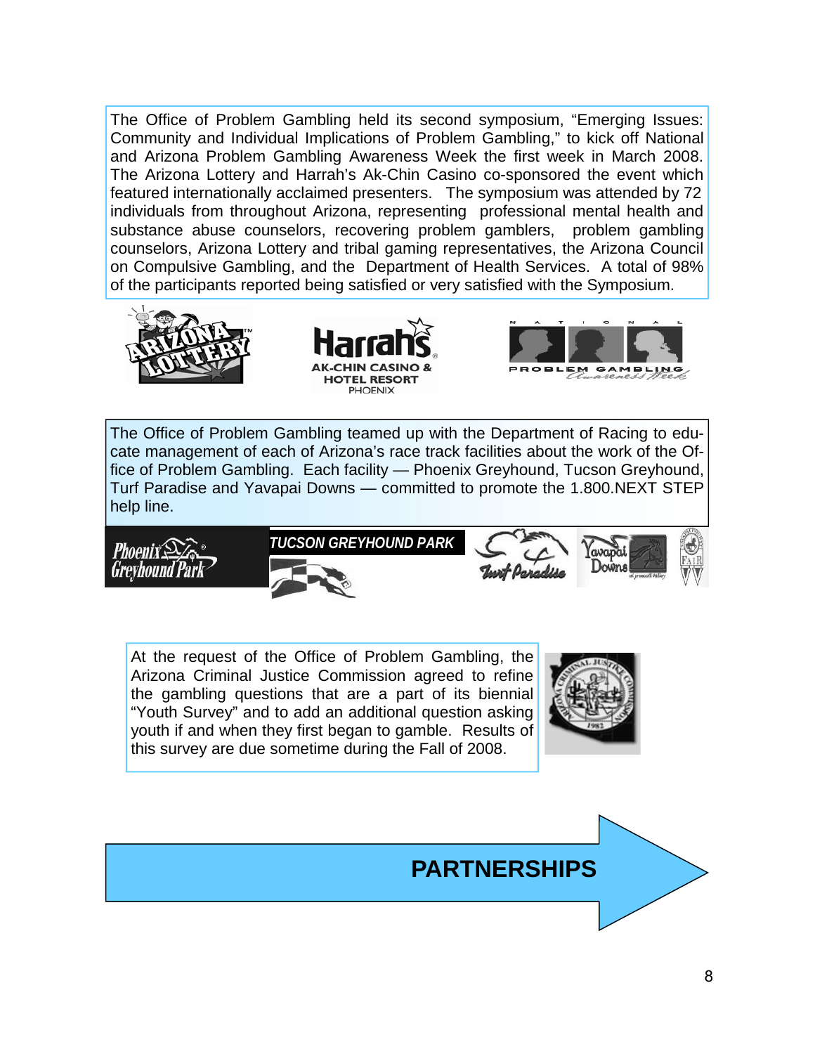The Office of Problem Gambling held its second symposium, "Emerging Issues: Community and Individual Implications of Problem Gambling," to kick off National and Arizona Problem Gambling Awareness Week the first week in March 2008. The Arizona Lottery and Harrah's Ak-Chin Casino co-sponsored the event which featured internationally acclaimed presenters. The symposium was attended by 72 individuals from throughout Arizona, representing professional mental health and substance abuse counselors, recovering problem gamblers, problem gambling counselors, Arizona Lottery and tribal gaming representatives, the Arizona Council on Compulsive Gambling, and the Department of Health Services. A total of 98% of the participants reported being satisfied or very satisfied with the Symposium.

The Office of Problem Gambling teamed up with the Department of Racing to educate management of each of Arizona's race track facilities about the work of the Office of Problem Gambling. Each facility — Phoenix Greyhound, Tucson Greyhound, Turf Paradise and Yavapai Downs — committed to promote the 1.800.NEXT STEP help line.

At the request of the Office of Problem Gambling, the Arizona Criminal Justice Commission agreed to refine the gambling questions that are a part of its biennial "Youth Survey" and to add an additional question asking youth if and when they first began to gamble. Results of this survey are due sometime during the Fall of 2008.

# PARTNERSHIPS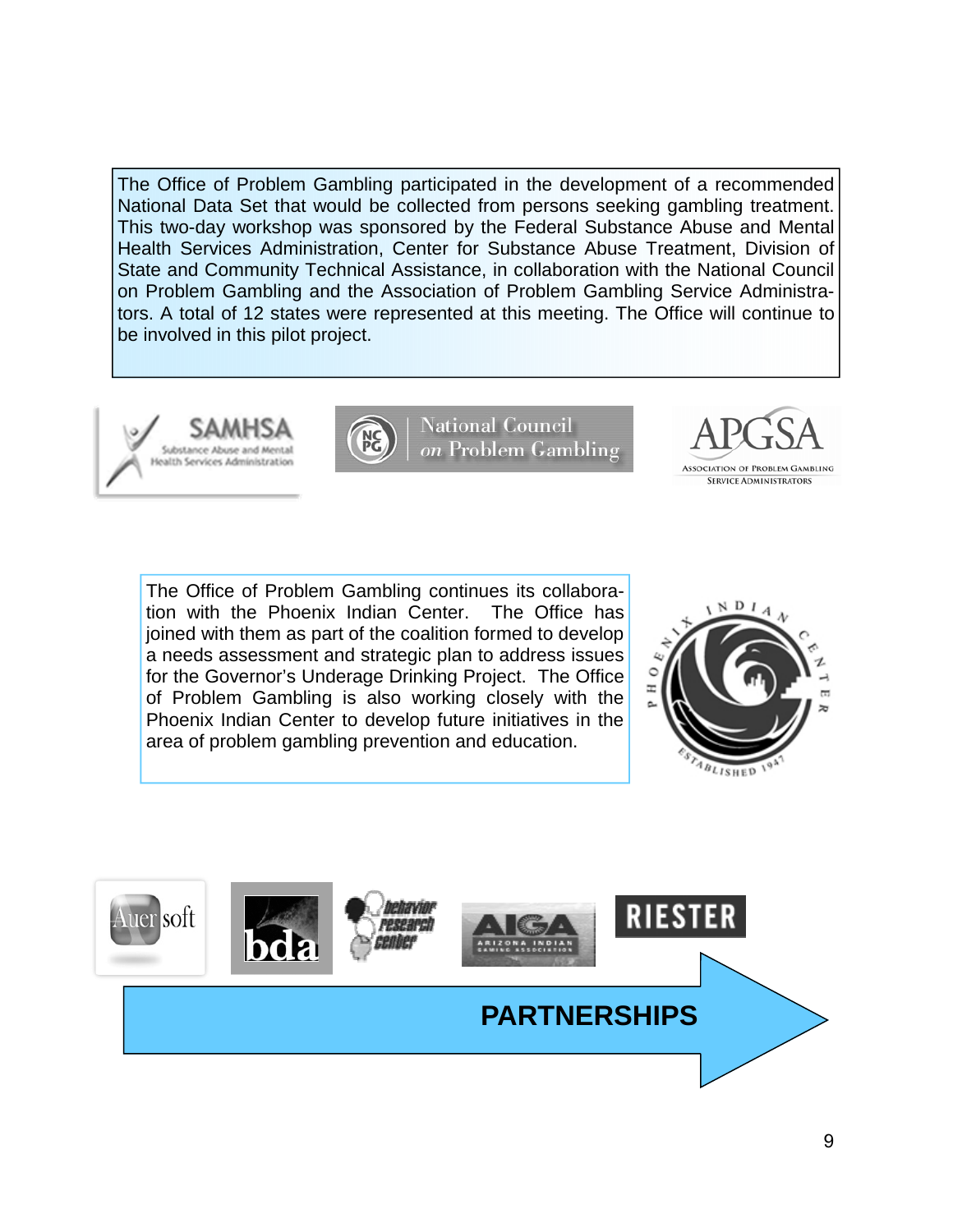The Office of Problem Gambling participated in the development of a recommended National Data Set that would be collected from persons seeking gambling treatment. This two-day workshop was sponsored by the Federal Substance Abuse and Mental Health Services Administration, Center for Substance Abuse Treatment, Division of State and Community Technical Assistance, in collaboration with the National Council on Problem Gambling and the Association of Problem Gambling Service Administrators. A total of 12 states were represented at this meeting. The Office will continue to be involved in this pilot project.

The Office of Problem Gambling continues its collaboration with the Phoenix Indian Center. The Office has joined with them as part of the coalition formed to develop a needs assessment and strategic plan to address issues for the Governor's Underage Drinking Project. The Office of Problem Gambling is also working closely with the Phoenix Indian Center to develop future initiatives in the area of problem gambling prevention and education.

**PARTNERSHIPS**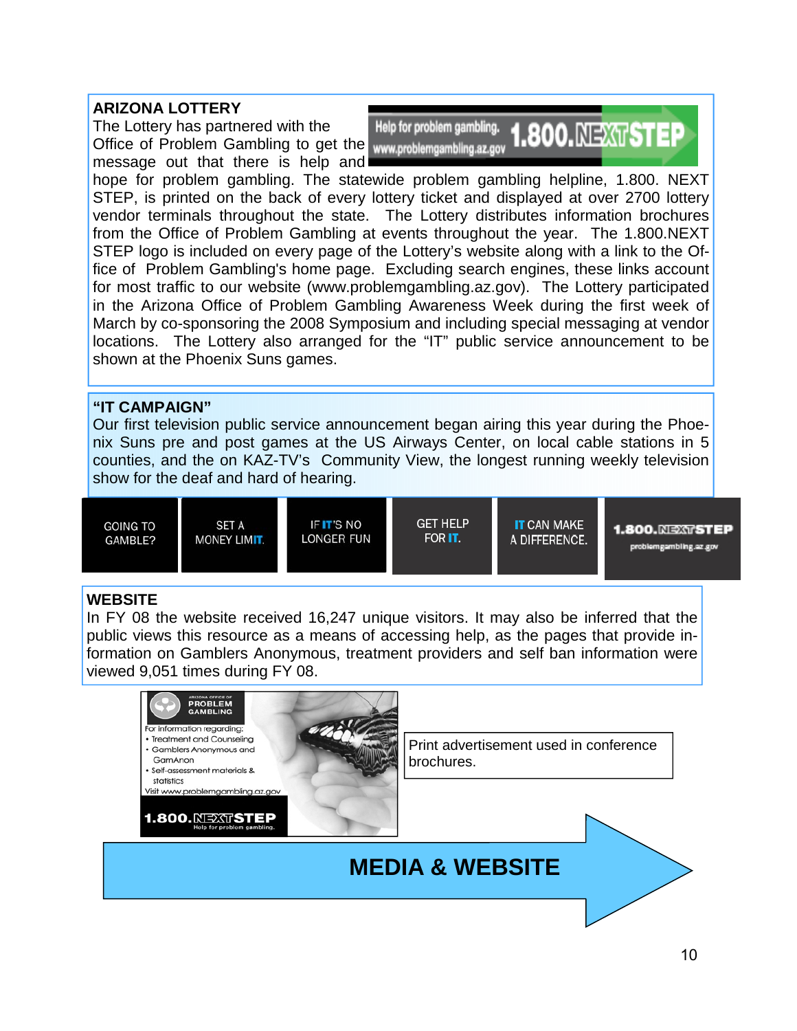## ARIZONA LOTTERY

Help for problem gambling. www.problemgambling.az.gov 1.800.NEXTSTEP

The Lottery has partnered with the Office of Problem Gambling to get the message out that there is help and hope for problem gambling. The statewide problem gambling helpline, 1.800. NEXT STEP, is printed on the back of every lottery ticket and displayed at over 2700 lottery vendor terminals throughout the state. The Lottery distributes information brochures from the Office of Problem Gambling at events throughout the year. The 1.800.NEXT STEP logo is included on every page of the Lottery's website along with a link to the Office of Problem Gambling's home page. Excluding search engines, these links account for most traffic to our website (www.problemgambling.az.gov). The Lottery participated in the Arizona Office of Problem Gambling Awareness Week during the first week of March by co-sponsoring the 2008 Symposium and including special messaging at vendor locations. The Lottery also arranged for the "IT" public service announcement to be shown at the Phoenix Suns games.

## "IT CAMPAIGN"

Our first television public service announcement began airing this year during the Phoenix Suns pre and post games at the US Airways Center, on local cable stations in 5 counties, and the on KAZ-TV's Community View, the longest running weekly television show for the deaf and hard of hearing.

GOING TO GAMBLE? | SET A MONEY LIMIT. | IF IT'S NO LONGER FUN | GET HELP FOR IT. | IT CAN MAKE A DIFFERENCE. | 1.800.NEXTSTEP problemgambling.az.gov

## WEBSITE

In FY 08 the website received 16,247 unique visitors. It may also be inferred that the public views this resource as a means of accessing help, as the pages that provide information on Gamblers Anonymous, treatment providers and self ban information were viewed 9,051 times during FY 08.

ARIZONA OFFICE OF PROBLEM GAMBLING

For information regarding:
- Treatment and Counseling
- Gamblers Anonymous and GamAnon
- Self-assessment materials & statistics

Visit www.problemgambling.az.gov

1.800.NEXTSTEP Help for problem gambling.

Print advertisement used in conference brochures.

# MEDIA & WEBSITE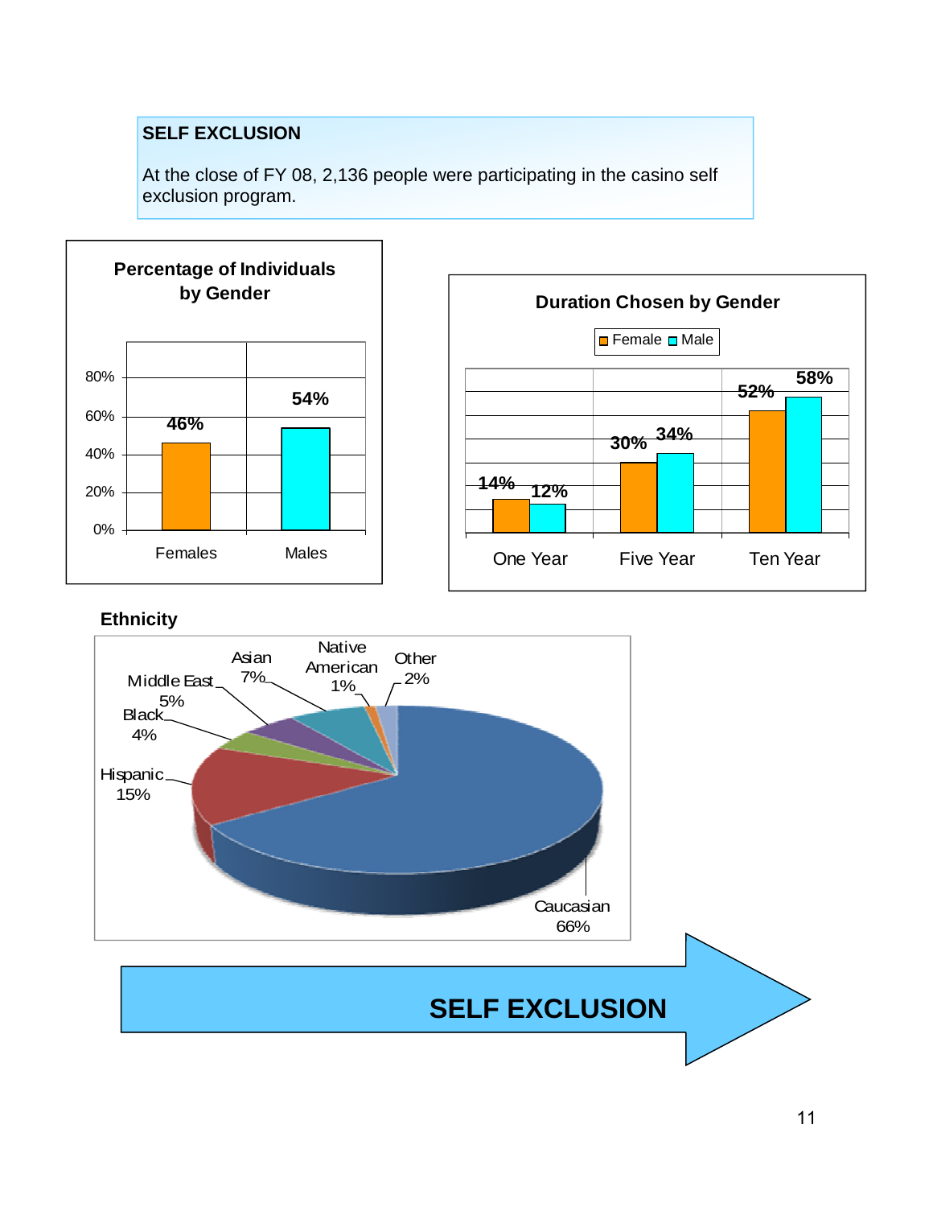## SELF EXCLUSION

At the close of FY 08, 2,136 people were participating in the casino self exclusion program.

### Percentage of Individuals by Gender

| Gender | Percentage |
|---|---|
| Females | 46% |
| Males | 54% |

### Duration Chosen by Gender

| Duration | Female | Male |
|---|---|---|
| One Year | 14% | 12% |
| Five Year | 30% | 34% |
| Ten Year | 52% | 58% |

### Ethnicity

| Ethnicity | Percentage |
|---|---|
| Caucasian | 66% |
| Hispanic | 15% |
| Asian | 7% |
| Middle East | 5% |
| Black | 4% |
| Other | 2% |
| Native American | 1% |

**SELF EXCLUSION**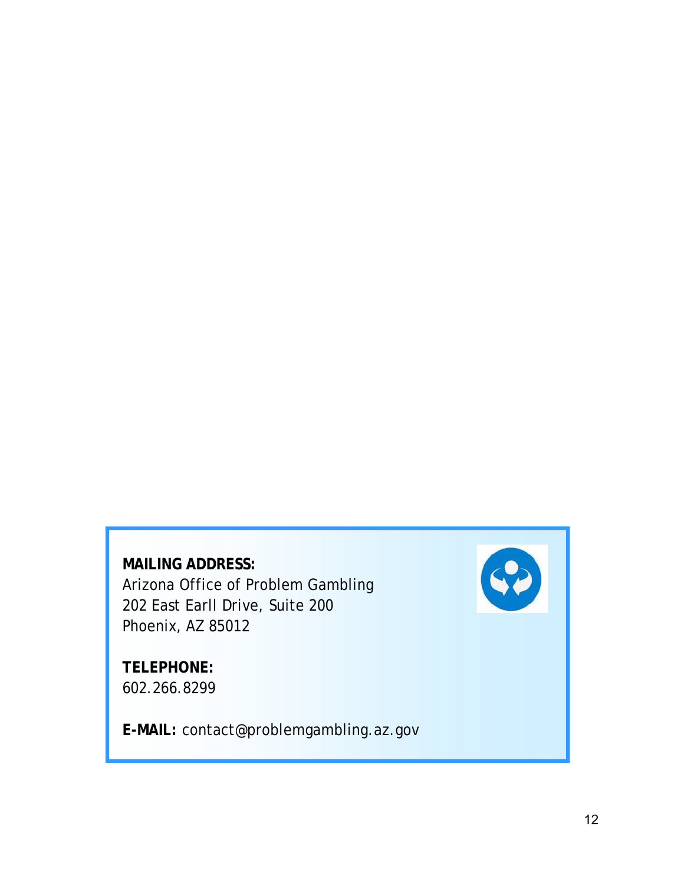**MAILING ADDRESS:**
Arizona Office of Problem Gambling
202 East Earll Drive, Suite 200
Phoenix, AZ 85012

**TELEPHONE:**
602.266.8299

**E-MAIL:** contact@problemgambling.az.gov